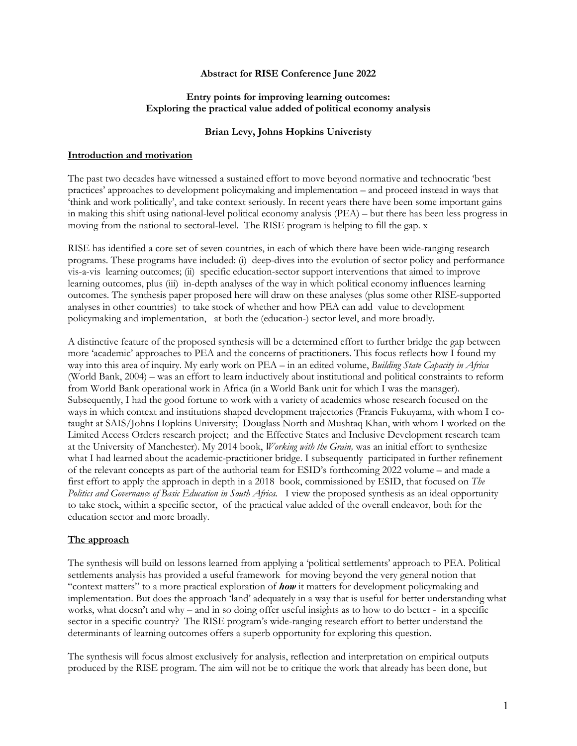**Abstract for RISE Conference June 2022**

**Entry points for improving learning outcomes: Exploring the practical value added of political economy analysis**

**Brian Levy, Johns Hopkins Univeristy**

## Introduction and motivation

The past two decades have witnessed a sustained effort to move beyond normative and technocratic 'best practices' approaches to development policymaking and implementation – and proceed instead in ways that 'think and work politically', and take context seriously. In recent years there have been some important gains in making this shift using national-level political economy analysis (PEA) – but there has been less progress in moving from the national to sectoral-level. The RISE program is helping to fill the gap. x

RISE has identified a core set of seven countries, in each of which there have been wide-ranging research programs. These programs have included: (i) deep-dives into the evolution of sector policy and performance vis-a-vis learning outcomes; (ii) specific education-sector support interventions that aimed to improve learning outcomes, plus (iii) in-depth analyses of the way in which political economy influences learning outcomes. The synthesis paper proposed here will draw on these analyses (plus some other RISE-supported analyses in other countries) to take stock of whether and how PEA can add value to development policymaking and implementation, at both the (education-) sector level, and more broadly.

A distinctive feature of the proposed synthesis will be a determined effort to further bridge the gap between more 'academic' approaches to PEA and the concerns of practitioners. This focus reflects how I found my way into this area of inquiry. My early work on PEA – in an edited volume, *Building State Capacity in Africa* (World Bank, 2004) – was an effort to learn inductively about institutional and political constraints to reform from World Bank operational work in Africa (in a World Bank unit for which I was the manager). Subsequently, I had the good fortune to work with a variety of academics whose research focused on the ways in which context and institutions shaped development trajectories (Francis Fukuyama, with whom I co-taught at SAIS/Johns Hopkins University; Douglass North and Mushtaq Khan, with whom I worked on the Limited Access Orders research project; and the Effective States and Inclusive Development research team at the University of Manchester). My 2014 book, *Working with the Grain,* was an initial effort to synthesize what I had learned about the academic-practitioner bridge. I subsequently participated in further refinement of the relevant concepts as part of the authorial team for ESID's forthcoming 2022 volume – and made a first effort to apply the approach in depth in a 2018 book, commissioned by ESID, that focused on *The Politics and Governance of Basic Education in South Africa.* I view the proposed synthesis as an ideal opportunity to take stock, within a specific sector, of the practical value added of the overall endeavor, both for the education sector and more broadly.

## The approach

The synthesis will build on lessons learned from applying a 'political settlements' approach to PEA. Political settlements analysis has provided a useful framework for moving beyond the very general notion that "context matters" to a more practical exploration of ***how*** it matters for development policymaking and implementation. But does the approach 'land' adequately in a way that is useful for better understanding what works, what doesn't and why – and in so doing offer useful insights as to how to do better - in a specific sector in a specific country? The RISE program's wide-ranging research effort to better understand the determinants of learning outcomes offers a superb opportunity for exploring this question.

The synthesis will focus almost exclusively for analysis, reflection and interpretation on empirical outputs produced by the RISE program. The aim will not be to critique the work that already has been done, but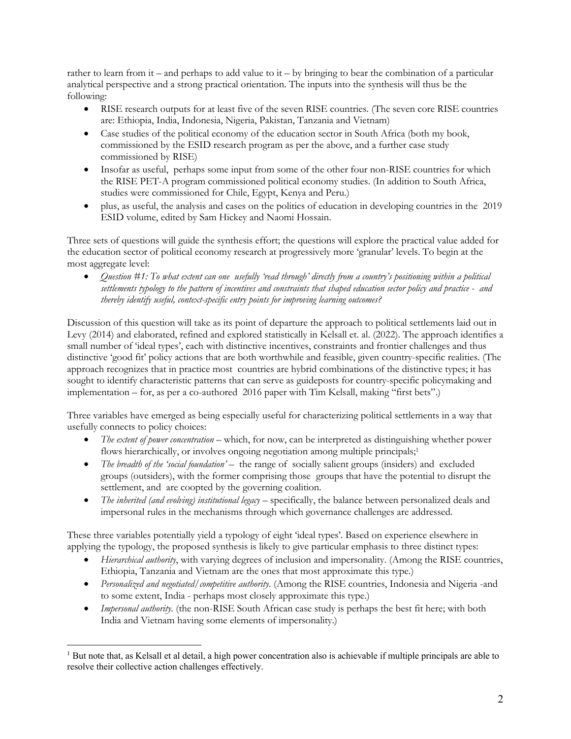rather to learn from it – and perhaps to add value to it – by bringing to bear the combination of a particular analytical perspective and a strong practical orientation. The inputs into the synthesis will thus be the following:

- RISE research outputs for at least five of the seven RISE countries. (The seven core RISE countries are: Ethiopia, India, Indonesia, Nigeria, Pakistan, Tanzania and Vietnam)
- Case studies of the political economy of the education sector in South Africa (both my book, commissioned by the ESID research program as per the above, and a further case study commissioned by RISE)
- Insofar as useful, perhaps some input from some of the other four non-RISE countries for which the RISE PET-A program commissioned political economy studies. (In addition to South Africa, studies were commissioned for Chile, Egypt, Kenya and Peru.)
- plus, as useful, the analysis and cases on the politics of education in developing countries in the 2019 ESID volume, edited by Sam Hickey and Naomi Hossain.

Three sets of questions will guide the synthesis effort; the questions will explore the practical value added for the education sector of political economy research at progressively more 'granular' levels. To begin at the most aggregate level:

- *Question #1: To what extent can one usefully 'read through' directly from a country's positioning within a political settlements typology to the pattern of incentives and constraints that shaped education sector policy and practice - and thereby identify useful, context-specific entry points for improving learning outcomes?*

Discussion of this question will take as its point of departure the approach to political settlements laid out in Levy (2014) and elaborated, refined and explored statistically in Kelsall et. al. (2022). The approach identifies a small number of 'ideal types', each with distinctive incentives, constraints and frontier challenges and thus distinctive 'good fit' policy actions that are both worthwhile and feasible, given country-specific realities. (The approach recognizes that in practice most countries are hybrid combinations of the distinctive types; it has sought to identify characteristic patterns that can serve as guideposts for country-specific policymaking and implementation – for, as per a co-authored 2016 paper with Tim Kelsall, making "first bets".)

Three variables have emerged as being especially useful for characterizing political settlements in a way that usefully connects to policy choices:

- *The extent of power concentration* – which, for now, can be interpreted as distinguishing whether power flows hierarchically, or involves ongoing negotiation among multiple principals;[1]
- *The breadth of the 'social foundation'* – the range of socially salient groups (insiders) and excluded groups (outsiders), with the former comprising those groups that have the potential to disrupt the settlement, and are coopted by the governing coalition.
- *The inherited (and evolving) institutional legacy* – specifically, the balance between personalized deals and impersonal rules in the mechanisms through which governance challenges are addressed.

These three variables potentially yield a typology of eight 'ideal types'. Based on experience elsewhere in applying the typology, the proposed synthesis is likely to give particular emphasis to three distinct types:

- *Hierarchical authority*, with varying degrees of inclusion and impersonality. (Among the RISE countries, Ethiopia, Tanzania and Vietnam are the ones that most approximate this type.)
- *Personalized and negotiated/competitive authority*. (Among the RISE countries, Indonesia and Nigeria -and to some extent, India - perhaps most closely approximate this type.)
- *Impersonal authority*. (the non-RISE South African case study is perhaps the best fit here; with both India and Vietnam having some elements of impersonality.)

[1] But note that, as Kelsall et al detail, a high power concentration also is achievable if multiple principals are able to resolve their collective action challenges effectively.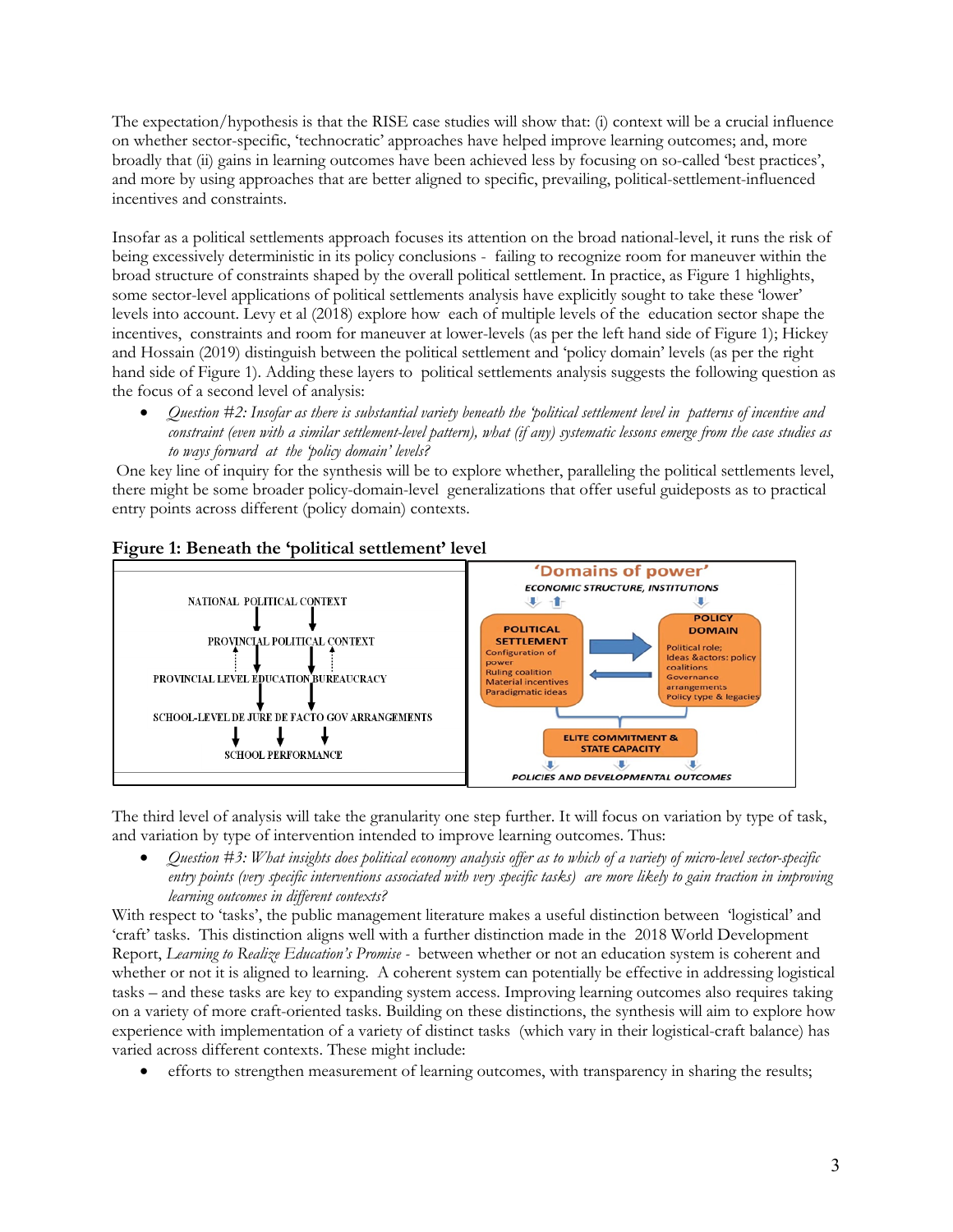The expectation/hypothesis is that the RISE case studies will show that: (i) context will be a crucial influence on whether sector-specific, 'technocratic' approaches have helped improve learning outcomes; and, more broadly that (ii) gains in learning outcomes have been achieved less by focusing on so-called 'best practices', and more by using approaches that are better aligned to specific, prevailing, political-settlement-influenced incentives and constraints.

Insofar as a political settlements approach focuses its attention on the broad national-level, it runs the risk of being excessively deterministic in its policy conclusions - failing to recognize room for maneuver within the broad structure of constraints shaped by the overall political settlement. In practice, as Figure 1 highlights, some sector-level applications of political settlements analysis have explicitly sought to take these 'lower' levels into account. Levy et al (2018) explore how each of multiple levels of the education sector shape the incentives, constraints and room for maneuver at lower-levels (as per the left hand side of Figure 1); Hickey and Hossain (2019) distinguish between the political settlement and 'policy domain' levels (as per the right hand side of Figure 1). Adding these layers to political settlements analysis suggests the following question as the focus of a second level of analysis:

- *Question #2: Insofar as there is substantial variety beneath the 'political settlement level in patterns of incentive and constraint (even with a similar settlement-level pattern), what (if any) systematic lessons emerge from the case studies as to ways forward at the 'policy domain' levels?*

One key line of inquiry for the synthesis will be to explore whether, paralleling the political settlements level, there might be some broader policy-domain-level generalizations that offer useful guideposts as to practical entry points across different (policy domain) contexts.

**Figure 1: Beneath the 'political settlement' level**

NATIONAL POLITICAL CONTEXT → PROVINCIAL POLITICAL CONTEXT → PROVINCIAL LEVEL EDUCATION BUREAUCRACY → SCHOOL-LEVEL DE JURE DE FACTO GOV ARRANGEMENTS → SCHOOL PERFORMANCE

'Domains of power'
ECONOMIC STRUCTURE, INSTITUTIONS
POLITICAL SETTLEMENT: Configuration of power; Ruling coalition; Material incentives; Paradigmatic ideas
POLICY DOMAIN: Political role; Ideas &actors: policy coalitions; Governance arrangements; Policy type & legacies
ELITE COMMITMENT & STATE CAPACITY
POLICIES AND DEVELOPMENTAL OUTCOMES

The third level of analysis will take the granularity one step further. It will focus on variation by type of task, and variation by type of intervention intended to improve learning outcomes. Thus:

- *Question #3: What insights does political economy analysis offer as to which of a variety of micro-level sector-specific entry points (very specific interventions associated with very specific tasks) are more likely to gain traction in improving learning outcomes in different contexts?*

With respect to 'tasks', the public management literature makes a useful distinction between 'logistical' and 'craft' tasks. This distinction aligns well with a further distinction made in the 2018 World Development Report, *Learning to Realize Education's Promise* - between whether or not an education system is coherent and whether or not it is aligned to learning. A coherent system can potentially be effective in addressing logistical tasks – and these tasks are key to expanding system access. Improving learning outcomes also requires taking on a variety of more craft-oriented tasks. Building on these distinctions, the synthesis will aim to explore how experience with implementation of a variety of distinct tasks (which vary in their logistical-craft balance) has varied across different contexts. These might include:

- efforts to strengthen measurement of learning outcomes, with transparency in sharing the results;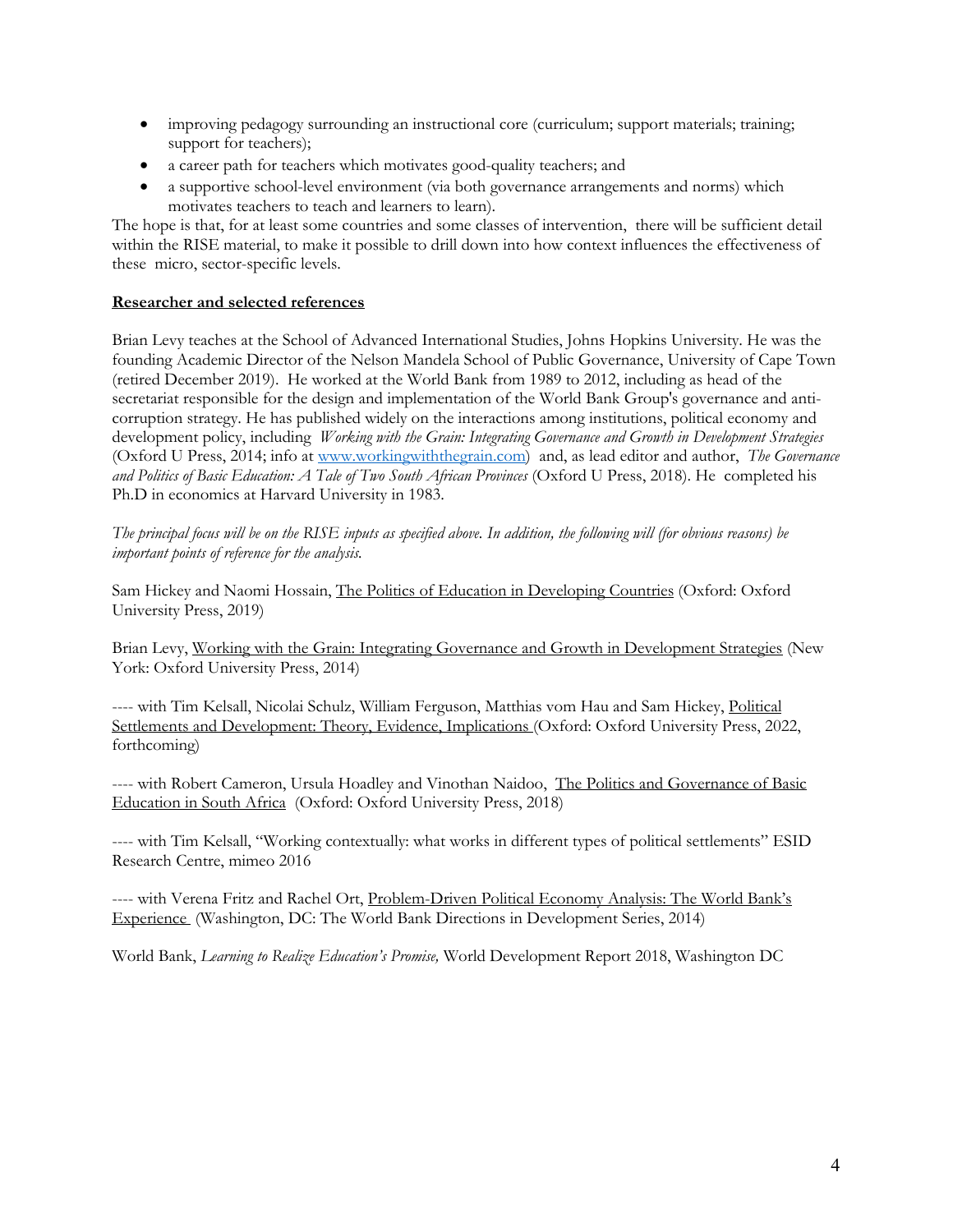- improving pedagogy surrounding an instructional core (curriculum; support materials; training; support for teachers);
- a career path for teachers which motivates good-quality teachers; and
- a supportive school-level environment (via both governance arrangements and norms) which motivates teachers to teach and learners to learn).

The hope is that, for at least some countries and some classes of intervention, there will be sufficient detail within the RISE material, to make it possible to drill down into how context influences the effectiveness of these micro, sector-specific levels.

**<u>Researcher and selected references</u>**

Brian Levy teaches at the School of Advanced International Studies, Johns Hopkins University. He was the founding Academic Director of the Nelson Mandela School of Public Governance, University of Cape Town (retired December 2019). He worked at the World Bank from 1989 to 2012, including as head of the secretariat responsible for the design and implementation of the World Bank Group's governance and anti-corruption strategy. He has published widely on the interactions among institutions, political economy and development policy, including *Working with the Grain: Integrating Governance and Growth in Development Strategies* (Oxford U Press, 2014; info at www.workingwiththegrain.com) and, as lead editor and author, *The Governance and Politics of Basic Education: A Tale of Two South African Provinces* (Oxford U Press, 2018). He completed his Ph.D in economics at Harvard University in 1983.

*The principal focus will be on the RISE inputs as specified above. In addition, the following will (for obvious reasons) be important points of reference for the analysis.*

Sam Hickey and Naomi Hossain, <u>The Politics of Education in Developing Countries</u> (Oxford: Oxford University Press, 2019)

Brian Levy, <u>Working with the Grain: Integrating Governance and Growth in Development Strategies</u> (New York: Oxford University Press, 2014)

---- with Tim Kelsall, Nicolai Schulz, William Ferguson, Matthias vom Hau and Sam Hickey, <u>Political Settlements and Development: Theory, Evidence, Implications</u> (Oxford: Oxford University Press, 2022, forthcoming)

---- with Robert Cameron, Ursula Hoadley and Vinothan Naidoo, <u>The Politics and Governance of Basic Education in South Africa</u> (Oxford: Oxford University Press, 2018)

---- with Tim Kelsall, "Working contextually: what works in different types of political settlements" ESID Research Centre, mimeo 2016

---- with Verena Fritz and Rachel Ort, <u>Problem-Driven Political Economy Analysis: The World Bank's Experience</u> (Washington, DC: The World Bank Directions in Development Series, 2014)

World Bank, *Learning to Realize Education's Promise,* World Development Report 2018, Washington DC